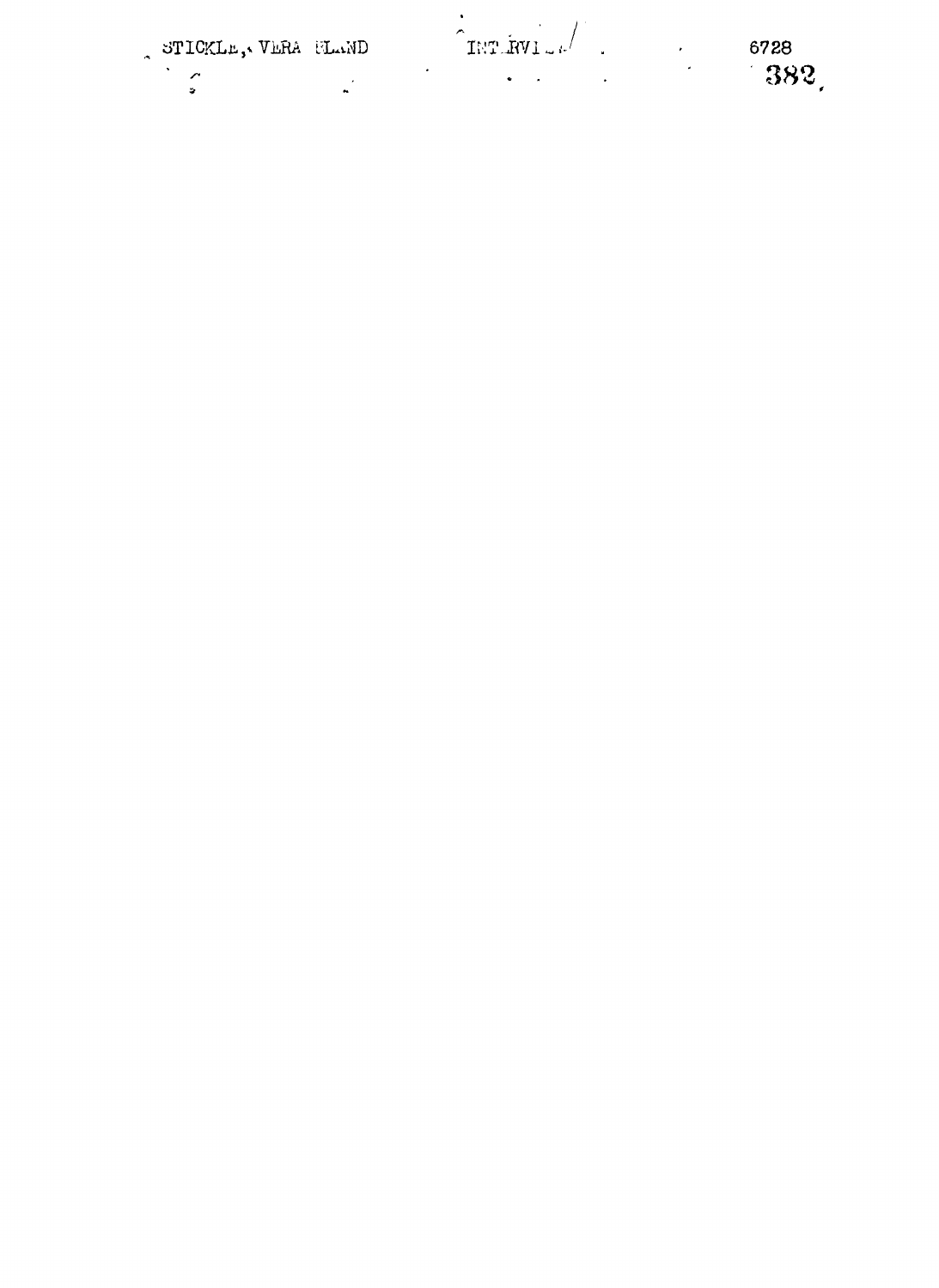STICKLE, VERA BLAND INTERVIEW 6728

382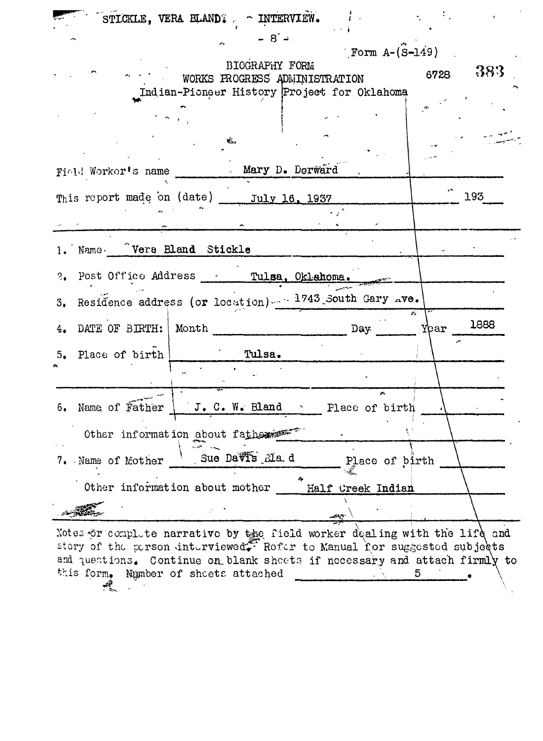STICKLE, VERA BLAND. INTERVIEW.

Form A-(S-149)

BIOGRAPHY FORM
WORKS PROGRESS ADMINISTRATION
Indian-Pioneer History Project for Oklahoma

6728 383

Field Worker's name: Mary D. Derward

This report made on (date): July 16, 1937 193

1. Name: Vera Bland Stickle
2. Post Office Address: Tulsa, Oklahoma.
3. Residence address (or location): 1743 South Gary Ave.
4. DATE OF BIRTH: Month ______ Day ______ Year 1888
5. Place of birth: Tulsa.
6. Name of Father: J. C. W. Bland Place of birth ______

   Other information about father ______
7. Name of Mother: Sue Davis Bland Place of birth ______

   Other information about mother: Half Creek Indian

Notes or complete narrative by the field worker dealing with the life and story of the person interviewed. Refer to Manual for suggested subjects and questions. Continue on blank sheets if necessary and attach firmly to this form. Number of sheets attached 5.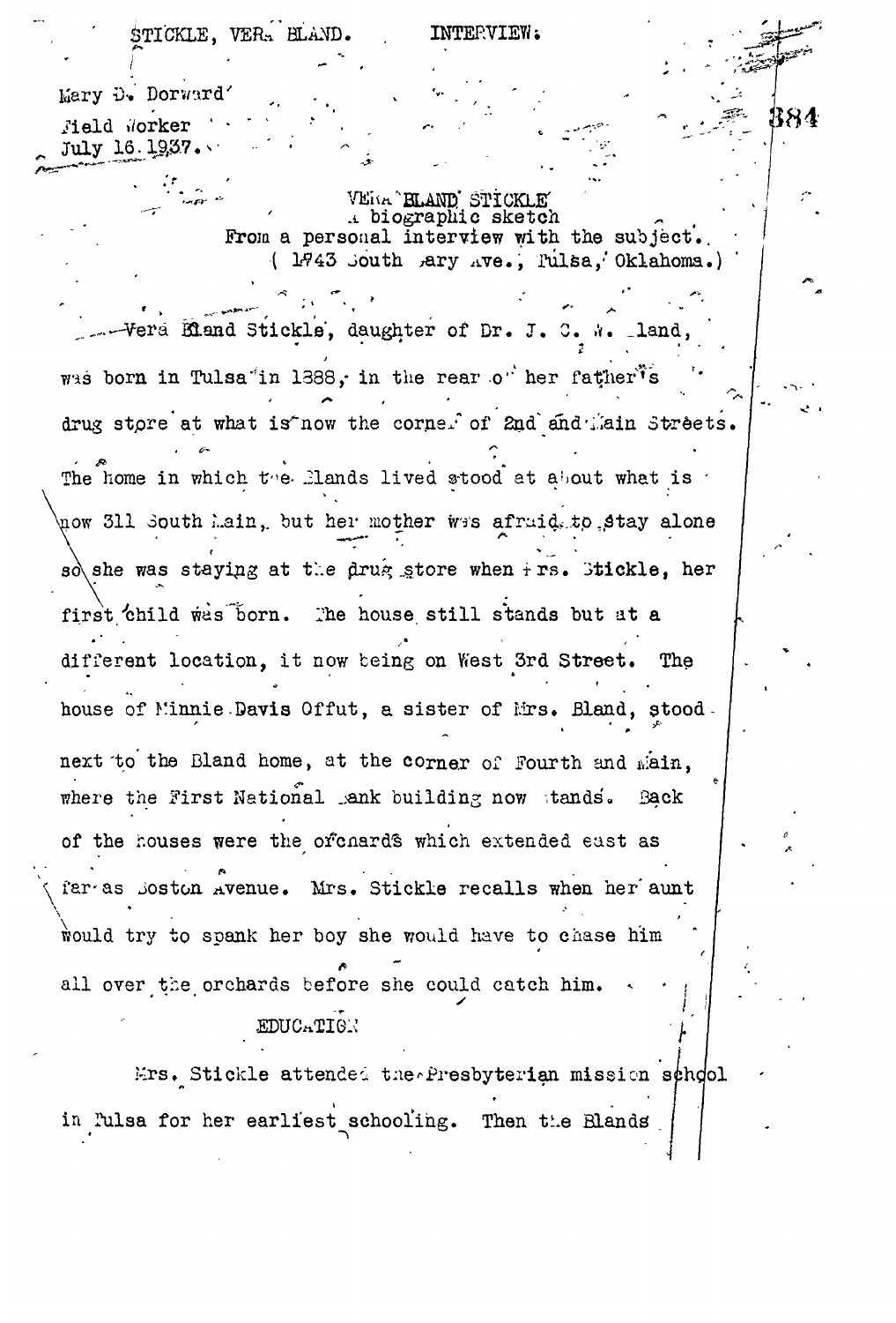STICKLE, VERA BLAND. INTERVIEW.

Mary D. Dorward
Field Worker
July 16.1937.

VERA BLAND STICKLE
A biographic sketch
From a personal interview with the subject.
( 1743 South Mary Ave., Tulsa, Oklahoma.)

Vera Bland Stickle, daughter of Dr. J. C. W. Bland, was born in Tulsa in 1888, in the rear of her father's drug store at what is now the corner of 2nd and Main Streets. The home in which the Blands lived stood at about what is now 311 South Main, but her mother was afraid to stay alone so she was staying at the drug store when Mrs. Stickle, her first child was born. The house still stands but at a different location, it now being on West 3rd Street. The house of Minnie Davis Offut, a sister of Mrs. Bland, stood next to the Bland home, at the corner of Fourth and Main, where the First National Bank building now stands. Back of the houses were the orchards which extended east as far as Boston Avenue. Mrs. Stickle recalls when her aunt would try to spank her boy she would have to chase him all over the orchards before she could catch him.

EDUCATION

Mrs. Stickle attended the Presbyterian mission school in Tulsa for her earliest schooling. Then the Blands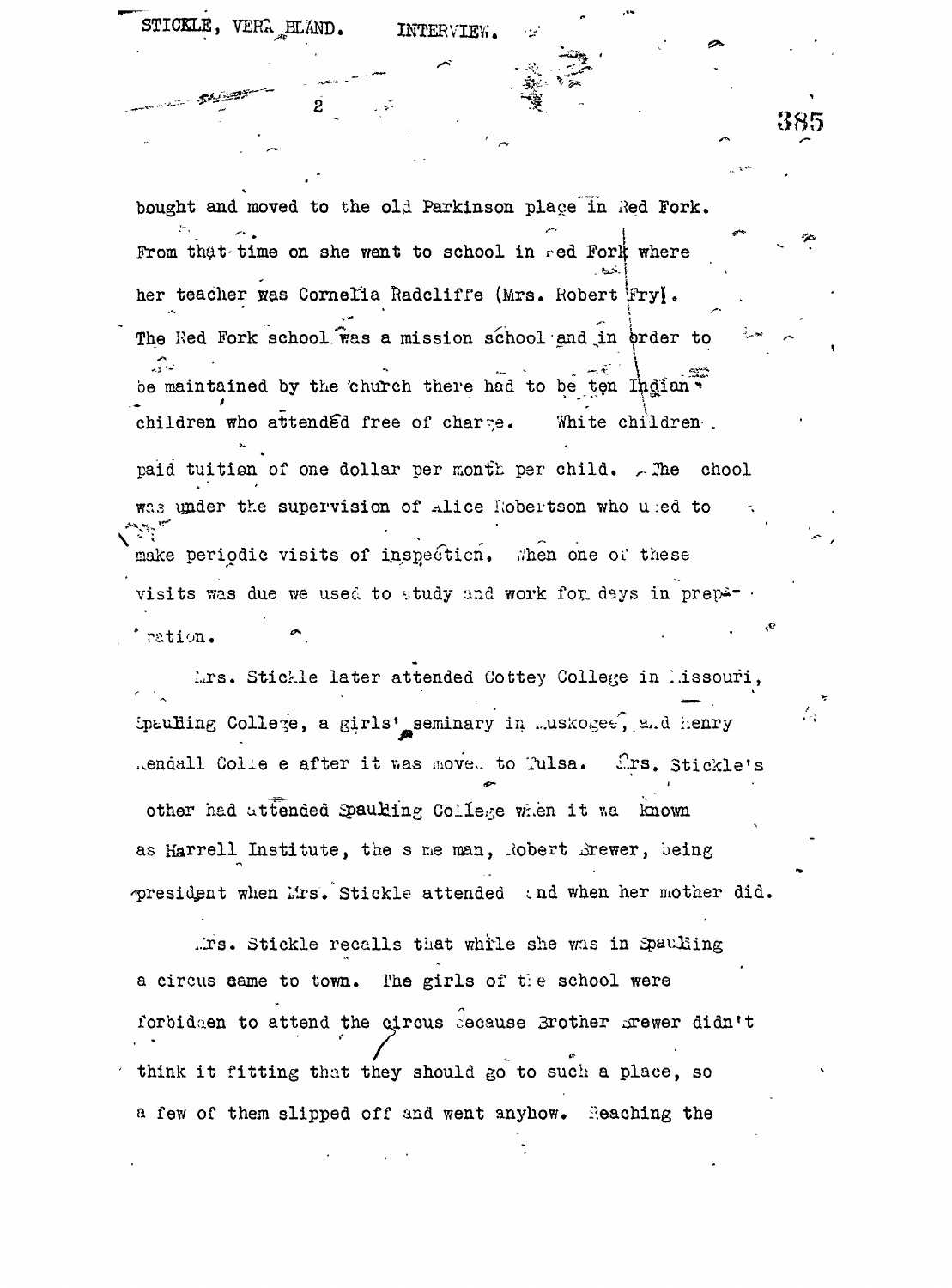bought and moved to the old Parkinson place in Red Fork. From that time on she went to school in Red Fork where her teacher was Cornelia Radcliffe (Mrs. Robert Fry). The Red Fork school was a mission school and in order to be maintained by the church there had to be ten Indian children who attended free of charge. White children paid tuition of one dollar per month per child. The school was under the supervision of Alice Robertson who used to make periodic visits of inspection. When one of these visits was due we used to study and work for days in preparation.

Mrs. Stickle later attended Cottey College in Missouri, Spaulding College, a girls' seminary in Muskogee, and Henry Kendall College after it was moved to Tulsa. Mrs. Stickle's mother had attended Spaulding College when it was known as Harrell Institute, the same man, Robert Brewer, being president when Mrs. Stickle attended and when her mother did.

Mrs. Stickle recalls that while she was in Spaulding a circus came to town. The girls of the school were forbidden to attend the circus because Brother Brewer didn't think it fitting that they should go to such a place, so a few of them slipped off and went anyhow. Reaching the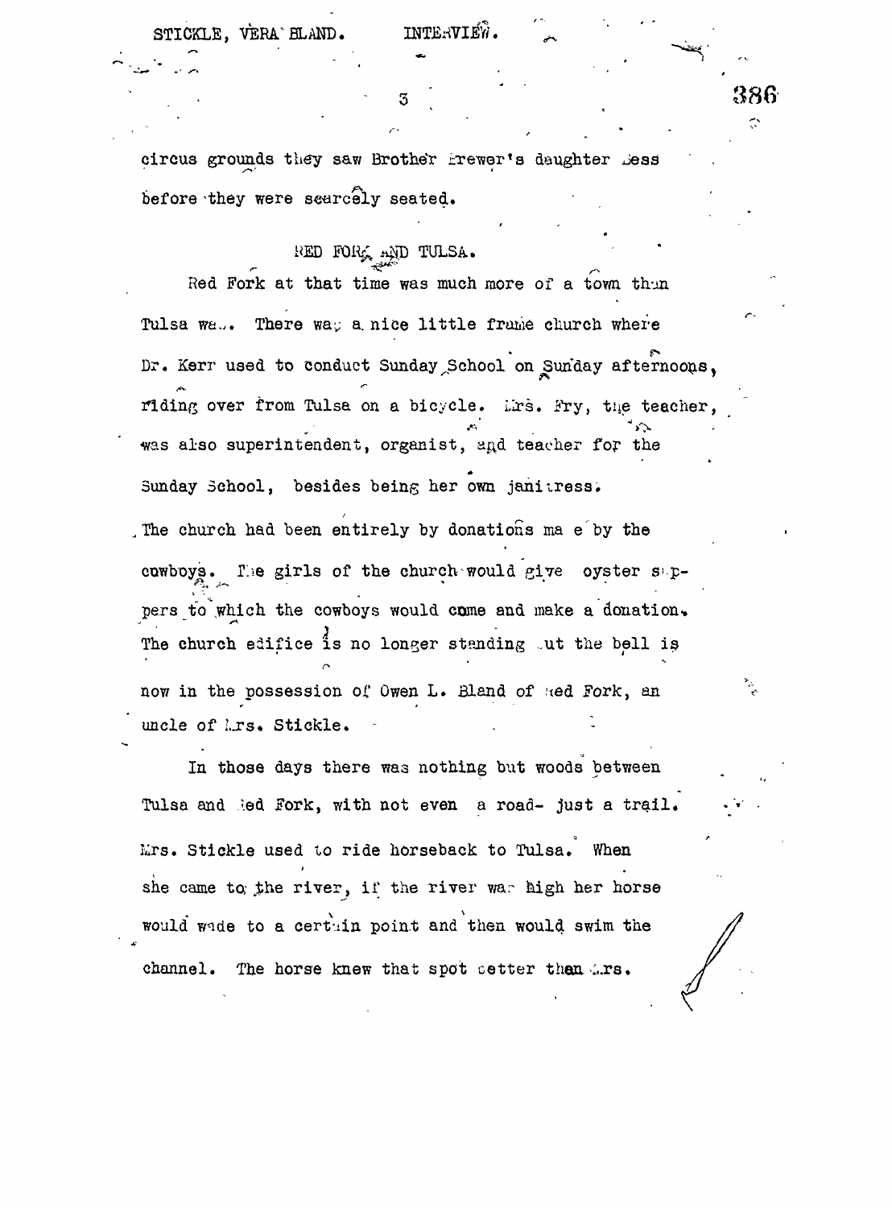circus grounds they saw Brother Brewer's daughter Bess before they were scarcely seated.

## RED FORK AND TULSA.

Red Fork at that time was much more of a town than Tulsa was. There was a nice little frame church where Dr. Kerr used to conduct Sunday School on Sunday afternoons, riding over from Tulsa on a bicycle. Mrs. Fry, the teacher, was also superintendent, organist, and teacher for the Sunday School, besides being her own janitress. The church had been entirely by donations made by the cowboys. The girls of the church would give oyster suppers to which the cowboys would come and make a donation. The church edifice is no longer standing but the bell is now in the possession of Owen L. Bland of Red Fork, an uncle of Mrs. Stickle.

In those days there was nothing but woods between Tulsa and Red Fork, with not even a road- just a trail. Mrs. Stickle used to ride horseback to Tulsa. When she came to the river, if the river was high her horse would wade to a certain point and then would swim the channel. The horse knew that spot better than Mrs.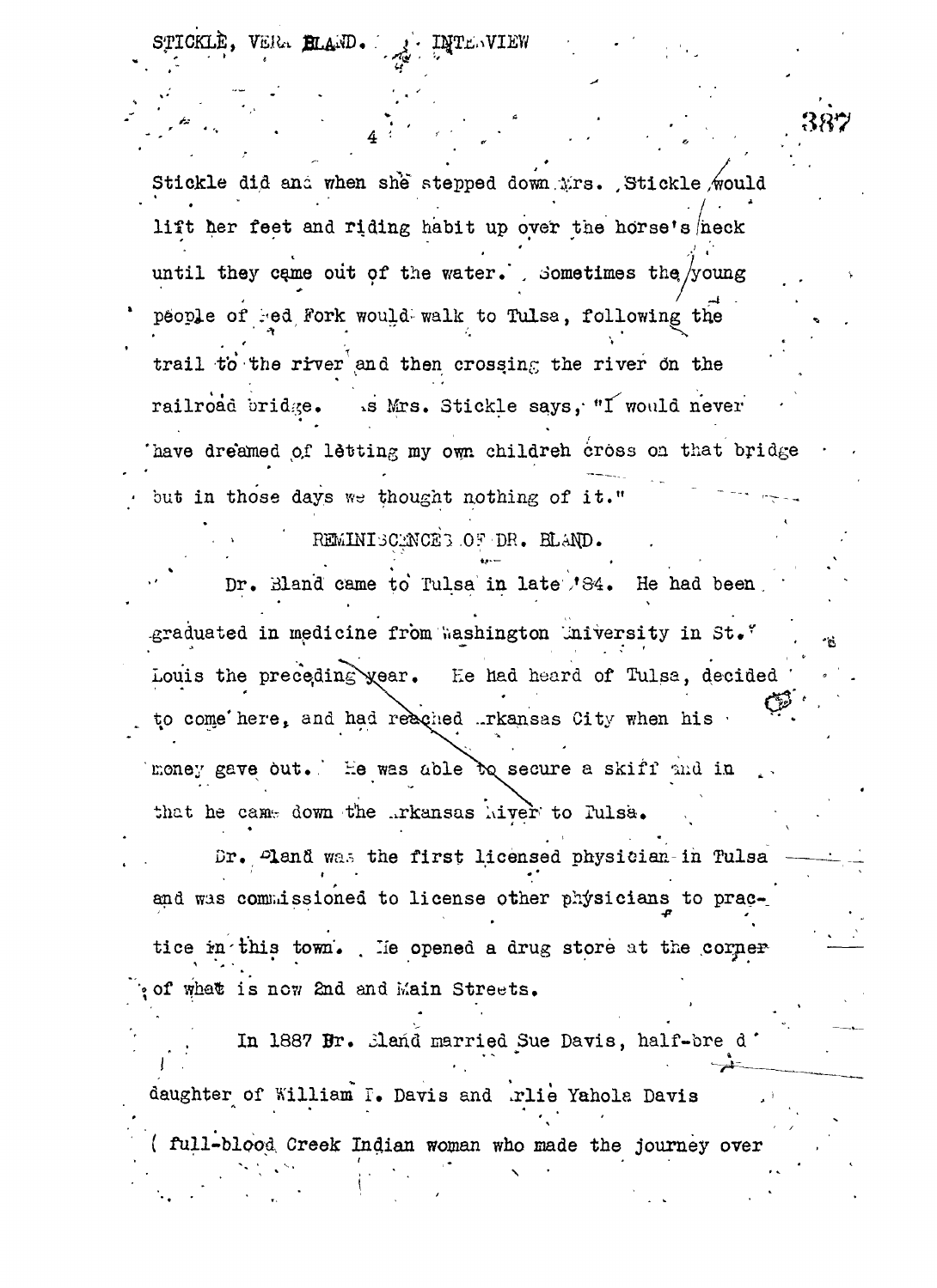Stickle did and when she stepped down Mrs. Stickle would lift her feet and riding habit up over the horse's neck until they came out of the water. Sometimes the young people of Red Fork would walk to Tulsa, following the trail to the river and then crossing the river on the railroad bridge. As Mrs. Stickle says, "I would never have dreamed of letting my own children cross on that bridge but in those days we thought nothing of it."

REMINISCENCES OF DR. BLAND.

Dr. Bland came to Tulsa in late '84. He had been graduated in medicine from Washington University in St. Louis the preceding year. He had heard of Tulsa, decided to come here, and had reached Arkansas City when his money gave out. He was able to secure a skiff and in that he came down the Arkansas River to Tulsa.

Dr. Bland was the first licensed physician in Tulsa and was commissioned to license other physicians to practice in this town. He opened a drug store at the corner of what is now 2nd and Main Streets.

In 1887 Dr. Bland married Sue Davis, half-breed daughter of William I. Davis and Arlie Yahola Davis ( full-blood Creek Indian woman who made the journey over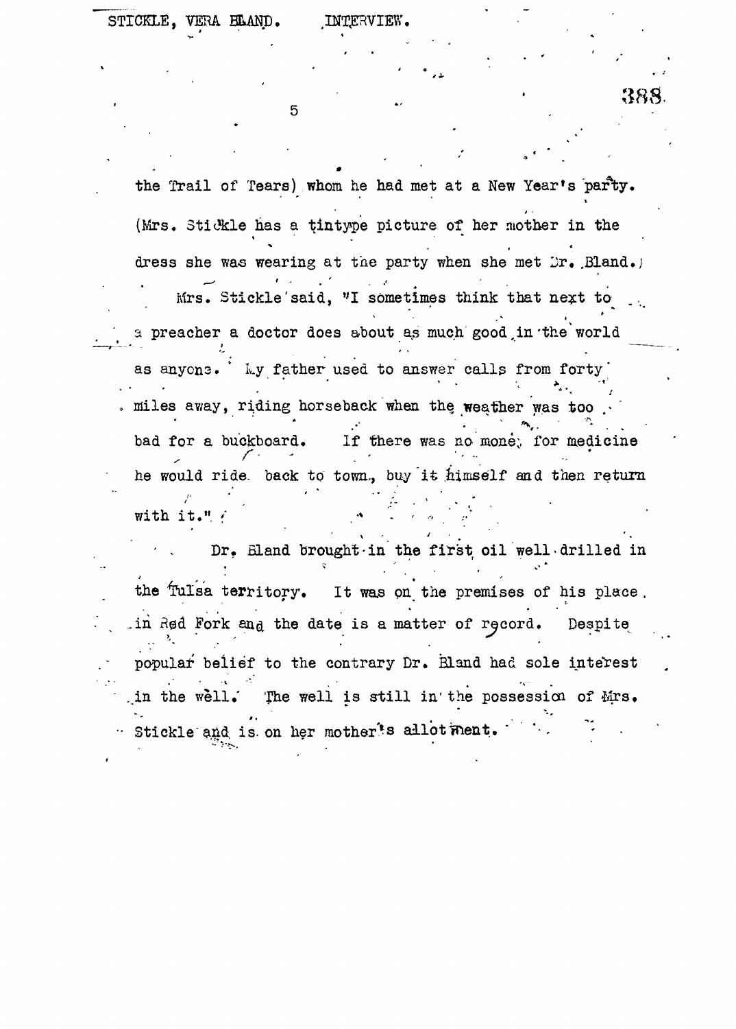the Trail of Tears) whom he had met at a New Year's party. (Mrs. Stickle has a tintype picture of her mother in the dress she was wearing at the party when she met Dr. Bland.)

Mrs. Stickle said, "I sometimes think that next to a preacher a doctor does about as much good in the world as anyone. My father used to answer calls from forty miles away, riding horseback when the weather was too bad for a buckboard. If there was no money for medicine he would ride back to town, buy it himself and then return with it."

Dr. Bland brought in the first oil well drilled in the Tulsa territory. It was on the premises of his place in Red Fork and the date is a matter of record. Despite popular belief to the contrary Dr. Bland had sole interest in the well. The well is still in the possession of Mrs. Stickle and is on her mother's allotment.